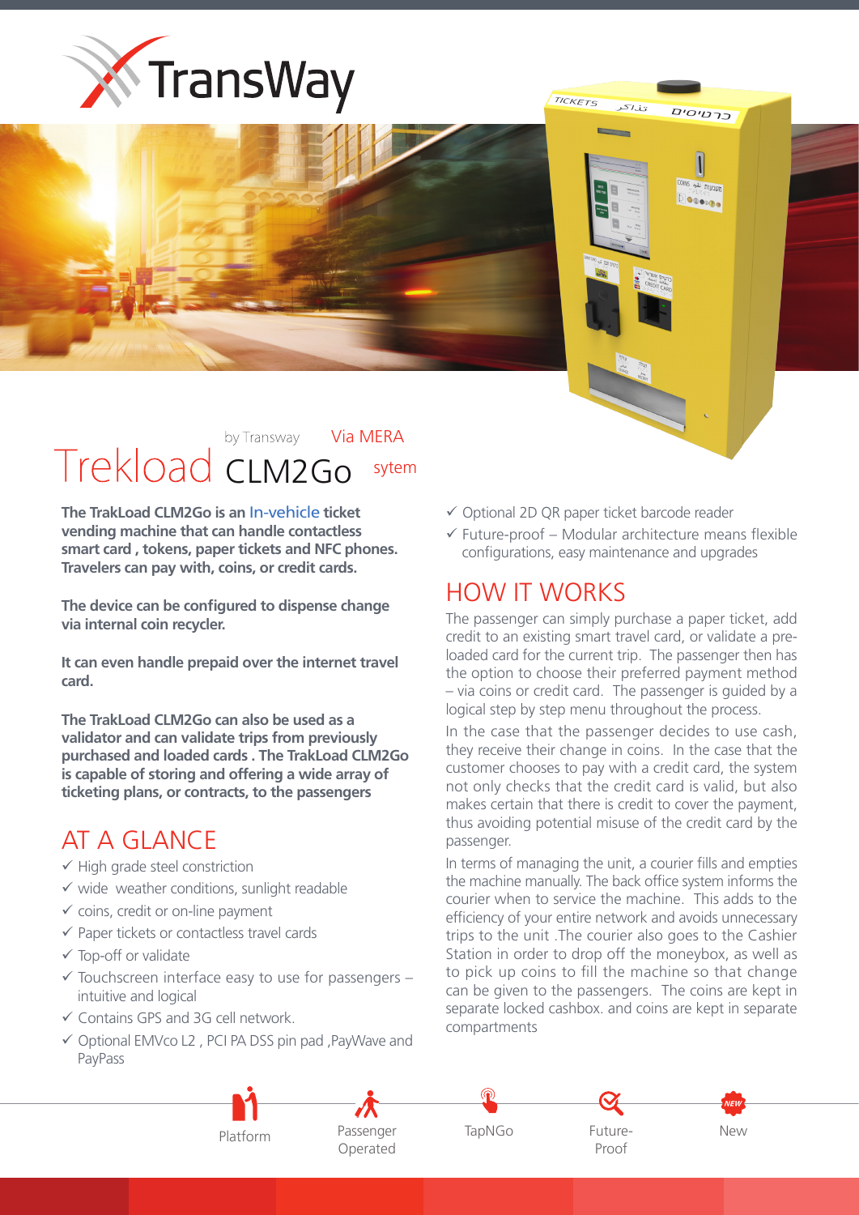# TransWay

by Transway Via MERA

# Trekload CLM2Go sytem

**The TrakLoad CLM2Go is an In-vehicle ticket vending machine that can handle contactless smart card , tokens, paper tickets and NFC phones. Travelers can pay with, coins, or credit cards.**

**The device can be configured to dispense change via internal coin recycler.**

**It can even handle prepaid over the internet travel card.**

**The TrakLoad CLM2Go can also be used as a validator and can validate trips from previously purchased and loaded cards . The TrakLoad CLM2Go is capable of storing and offering a wide array of ticketing plans, or contracts, to the passengers**

## AT A GLANCE

- ✓ High grade steel constriction
- ✓ wide weather conditions, sunlight readable
- ✓ coins, credit or on-line payment
- ✓ Paper tickets or contactless travel cards
- ✓ Top-off or validate
- ✓ Touchscreen interface easy to use for passengers – intuitive and logical
- ✓ Contains GPS and 3G cell network.
- ✓ Optional EMVco L2 , PCI PA DSS pin pad ,PayWave and PayPass
- ✓ Optional 2D QR paper ticket barcode reader
- ✓ Future-proof – Modular architecture means flexible configurations, easy maintenance and upgrades

## HOW IT WORKS

The passenger can simply purchase a paper ticket, add credit to an existing smart travel card, or validate a pre-loaded card for the current trip. The passenger then has the option to choose their preferred payment method – via coins or credit card. The passenger is guided by a logical step by step menu throughout the process.

In the case that the passenger decides to use cash, they receive their change in coins. In the case that the customer chooses to pay with a credit card, the system not only checks that the credit card is valid, but also makes certain that there is credit to cover the payment, thus avoiding potential misuse of the credit card by the passenger.

In terms of managing the unit, a courier fills and empties the machine manually. The back office system informs the courier when to service the machine. This adds to the efficiency of your entire network and avoids unnecessary trips to the unit .The courier also goes to the Cashier Station in order to drop off the moneybox, as well as to pick up coins to fill the machine so that change can be given to the passengers. The coins are kept in separate locked cashbox. and coins are kept in separate compartments

Platform | Passenger Operated | TapNGo | Future-Proof | New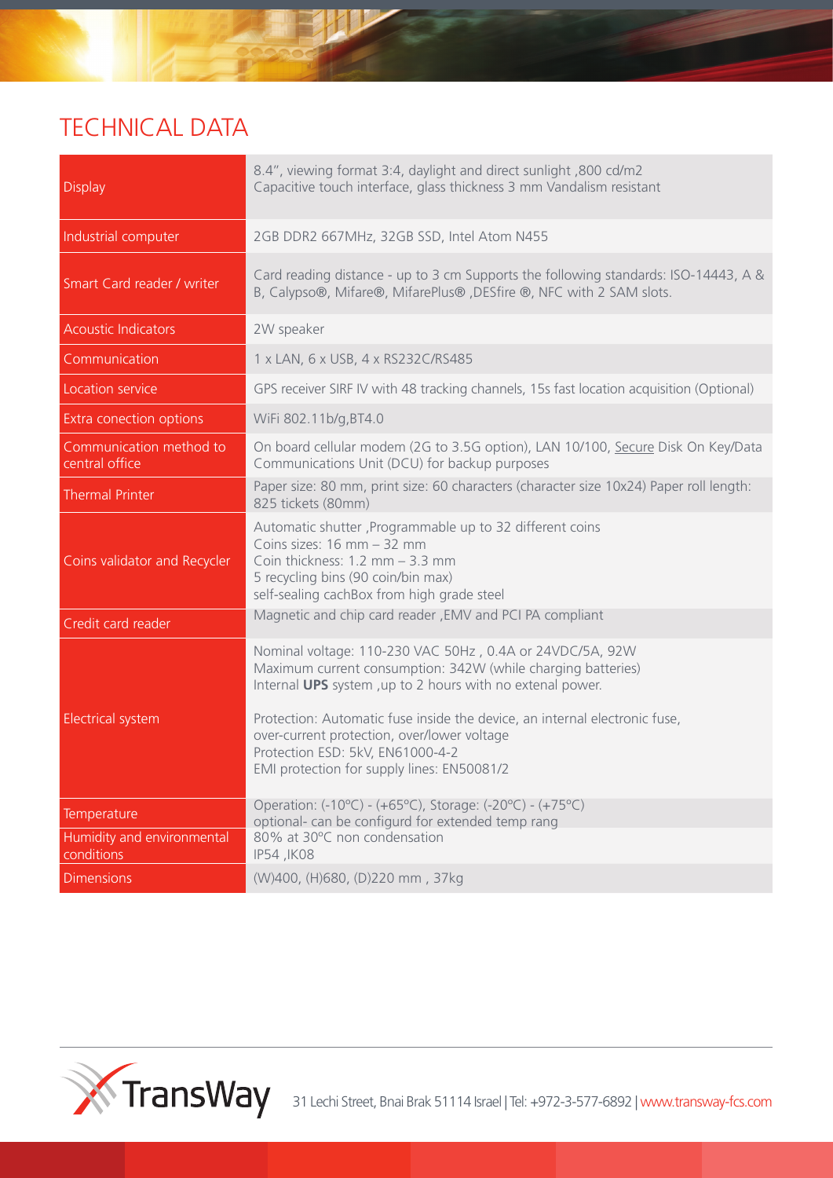# TECHNICAL DATA

| | |
|---|---|
| Display | 8.4", viewing format 3:4, daylight and direct sunlight ,800 cd/m2<br>Capacitive touch interface, glass thickness 3 mm Vandalism resistant |
| Industrial computer | 2GB DDR2 667MHz, 32GB SSD, Intel Atom N455 |
| Smart Card reader / writer | Card reading distance - up to 3 cm Supports the following standards: ISO-14443, A & B, Calypso®, Mifare®, MifarePlus® ,DESfire ®, NFC with 2 SAM slots. |
| Acoustic Indicators | 2W speaker |
| Communication | 1 x LAN, 6 x USB, 4 x RS232C/RS485 |
| Location service | GPS receiver SIRF IV with 48 tracking channels, 15s fast location acquisition (Optional) |
| Extra conection options | WiFi 802.11b/g,BT4.0 |
| Communication method to central office | On board cellular modem (2G to 3.5G option), LAN 10/100, Secure Disk On Key/Data Communications Unit (DCU) for backup purposes |
| Thermal Printer | Paper size: 80 mm, print size: 60 characters (character size 10x24) Paper roll length: 825 tickets (80mm) |
| Coins validator and Recycler | Automatic shutter ,Programmable up to 32 different coins<br>Coins sizes: 16 mm – 32 mm<br>Coin thickness: 1.2 mm – 3.3 mm<br>5 recycling bins (90 coin/bin max)<br>self-sealing cachBox from high grade steel |
| Credit card reader | Magnetic and chip card reader ,EMV and PCI PA compliant |
| Electrical system | Nominal voltage: 110-230 VAC 50Hz , 0.4A or 24VDC/5A, 92W<br>Maximum current consumption: 342W (while charging batteries)<br>Internal **UPS** system ,up to 2 hours with no extenal power.<br><br>Protection: Automatic fuse inside the device, an internal electronic fuse, over-current protection, over/lower voltage<br>Protection ESD: 5kV, EN61000-4-2<br>EMI protection for supply lines: EN50081/2 |
| Temperature | Operation: (-10ºC) - (+65ºC), Storage: (-20ºC) - (+75ºC)<br>optional- can be configurd for extended temp rang |
| Humidity and environmental conditions | 80% at 30ºC non condensation<br>IP54 ,IK08 |
| Dimensions | (W)400, (H)680, (D)220 mm , 37kg |

TransWay

31 Lechi Street, Bnai Brak 51114 Israel | Tel: +972-3-577-6892 | www.transway-fcs.com